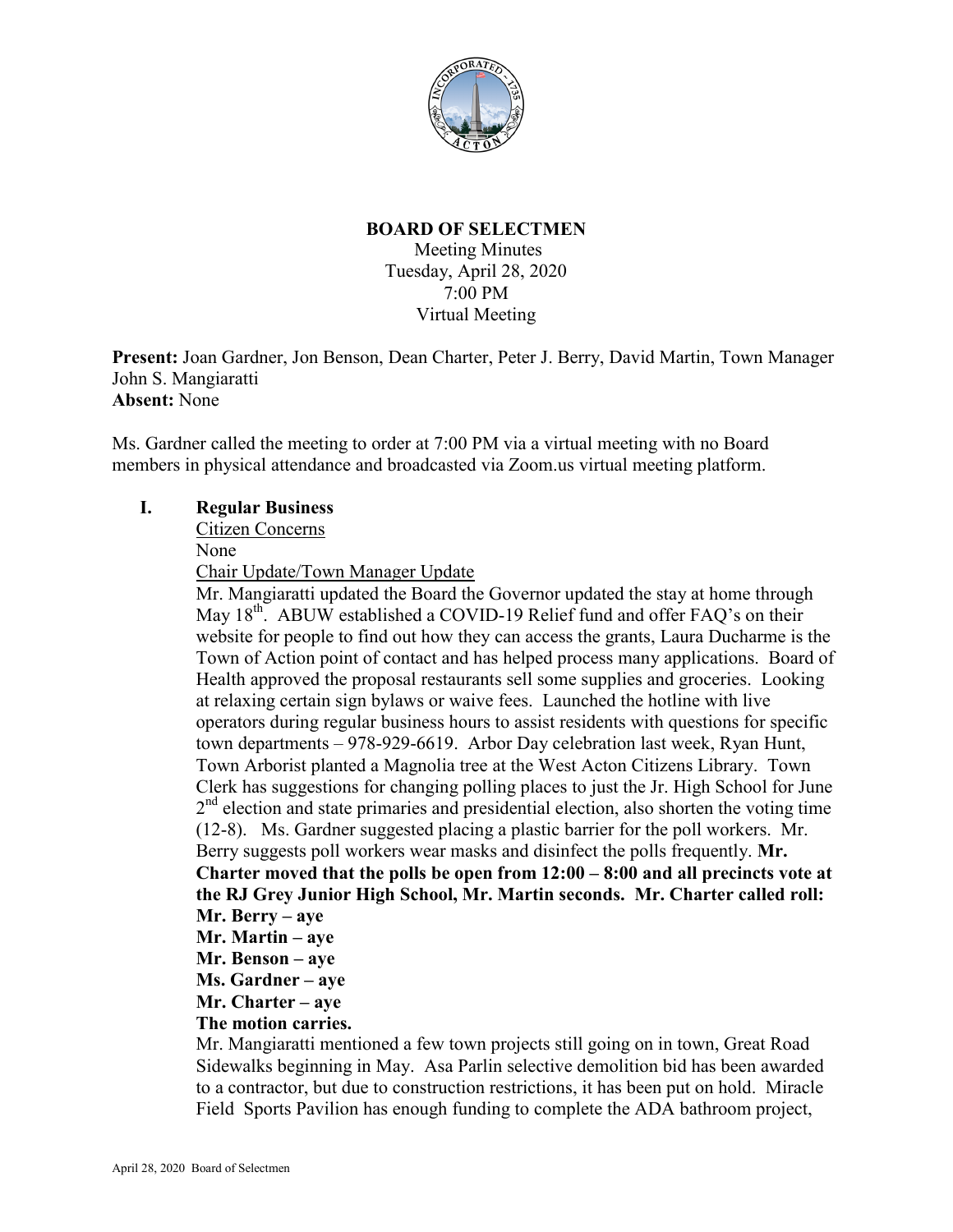# BOARD OF SELECTMEN

Meeting Minutes
Tuesday, April 28, 2020
7:00 PM
Virtual Meeting

**Present:** Joan Gardner, Jon Benson, Dean Charter, Peter J. Berry, David Martin, Town Manager John S. Mangiaratti
**Absent:** None

Ms. Gardner called the meeting to order at 7:00 PM via a virtual meeting with no Board members in physical attendance and broadcasted via Zoom.us virtual meeting platform.

## I. Regular Business

Citizen Concerns

None

Chair Update/Town Manager Update

Mr. Mangiaratti updated the Board the Governor updated the stay at home through May 18th. ABUW established a COVID-19 Relief fund and offer FAQ's on their website for people to find out how they can access the grants, Laura Ducharme is the Town of Action point of contact and has helped process many applications. Board of Health approved the proposal restaurants sell some supplies and groceries. Looking at relaxing certain sign bylaws or waive fees. Launched the hotline with live operators during regular business hours to assist residents with questions for specific town departments – 978-929-6619. Arbor Day celebration last week, Ryan Hunt, Town Arborist planted a Magnolia tree at the West Acton Citizens Library. Town Clerk has suggestions for changing polling places to just the Jr. High School for June 2nd election and state primaries and presidential election, also shorten the voting time (12-8). Ms. Gardner suggested placing a plastic barrier for the poll workers. Mr. Berry suggests poll workers wear masks and disinfect the polls frequently. **Mr. Charter moved that the polls be open from 12:00 – 8:00 and all precincts vote at the RJ Grey Junior High School, Mr. Martin seconds. Mr. Charter called roll:**

**Mr. Berry – aye**
**Mr. Martin – aye**
**Mr. Benson – aye**
**Ms. Gardner – aye**
**Mr. Charter – aye**
**The motion carries.**

Mr. Mangiaratti mentioned a few town projects still going on in town, Great Road Sidewalks beginning in May. Asa Parlin selective demolition bid has been awarded to a contractor, but due to construction restrictions, it has been put on hold. Miracle Field Sports Pavilion has enough funding to complete the ADA bathroom project,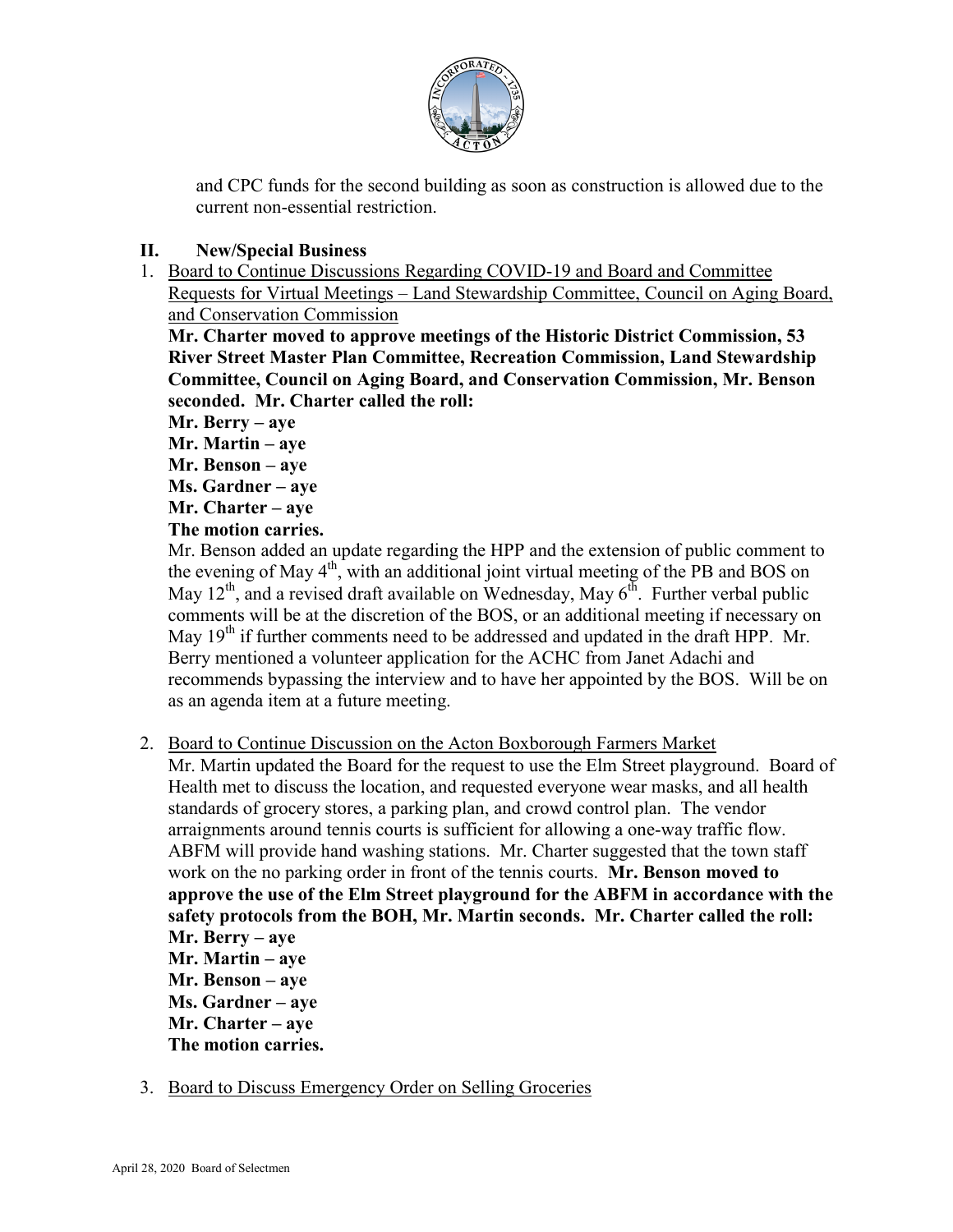and CPC funds for the second building as soon as construction is allowed due to the current non-essential restriction.

## II. New/Special Business

1. Board to Continue Discussions Regarding COVID-19 and Board and Committee Requests for Virtual Meetings – Land Stewardship Committee, Council on Aging Board, and Conservation Commission

   **Mr. Charter moved to approve meetings of the Historic District Commission, 53 River Street Master Plan Committee, Recreation Commission, Land Stewardship Committee, Council on Aging Board, and Conservation Commission, Mr. Benson seconded. Mr. Charter called the roll:**
   **Mr. Berry – aye**
   **Mr. Martin – aye**
   **Mr. Benson – aye**
   **Ms. Gardner – aye**
   **Mr. Charter – aye**
   **The motion carries.**

   Mr. Benson added an update regarding the HPP and the extension of public comment to the evening of May 4th, with an additional joint virtual meeting of the PB and BOS on May 12th, and a revised draft available on Wednesday, May 6th. Further verbal public comments will be at the discretion of the BOS, or an additional meeting if necessary on May 19th if further comments need to be addressed and updated in the draft HPP. Mr. Berry mentioned a volunteer application for the ACHC from Janet Adachi and recommends bypassing the interview and to have her appointed by the BOS. Will be on as an agenda item at a future meeting.

2. Board to Continue Discussion on the Acton Boxborough Farmers Market

   Mr. Martin updated the Board for the request to use the Elm Street playground. Board of Health met to discuss the location, and requested everyone wear masks, and all health standards of grocery stores, a parking plan, and crowd control plan. The vendor arraignments around tennis courts is sufficient for allowing a one-way traffic flow. ABFM will provide hand washing stations. Mr. Charter suggested that the town staff work on the no parking order in front of the tennis courts. **Mr. Benson moved to approve the use of the Elm Street playground for the ABFM in accordance with the safety protocols from the BOH, Mr. Martin seconds. Mr. Charter called the roll:**
   **Mr. Berry – aye**
   **Mr. Martin – aye**
   **Mr. Benson – aye**
   **Ms. Gardner – aye**
   **Mr. Charter – aye**
   **The motion carries.**

3. Board to Discuss Emergency Order on Selling Groceries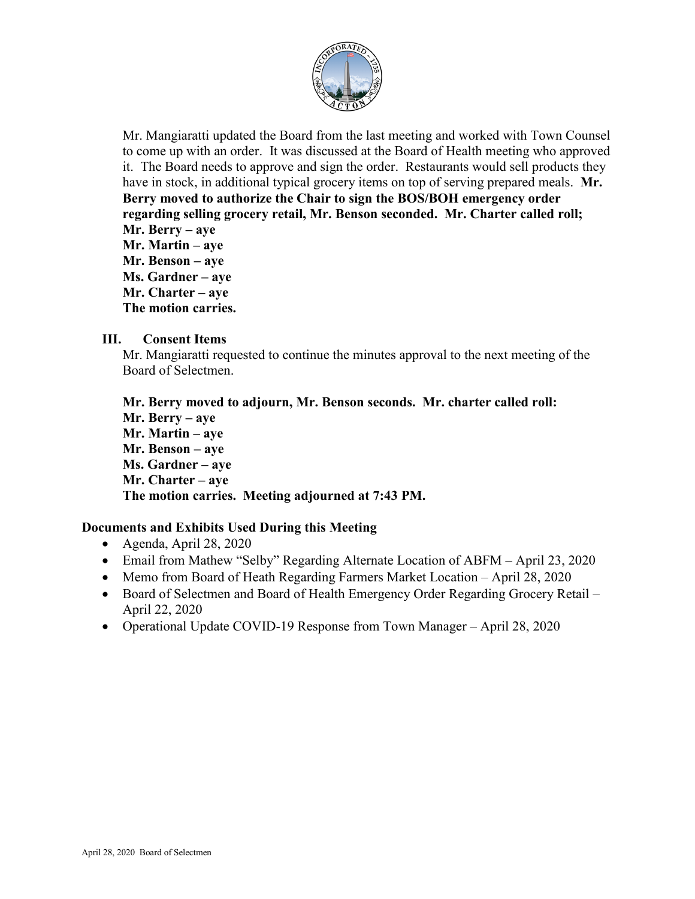Mr. Mangiaratti updated the Board from the last meeting and worked with Town Counsel to come up with an order. It was discussed at the Board of Health meeting who approved it. The Board needs to approve and sign the order. Restaurants would sell products they have in stock, in additional typical grocery items on top of serving prepared meals. **Mr. Berry moved to authorize the Chair to sign the BOS/BOH emergency order regarding selling grocery retail, Mr. Benson seconded. Mr. Charter called roll;**
**Mr. Berry – aye**
**Mr. Martin – aye**
**Mr. Benson – aye**
**Ms. Gardner – aye**
**Mr. Charter – aye**
**The motion carries.**

## III. Consent Items

Mr. Mangiaratti requested to continue the minutes approval to the next meeting of the Board of Selectmen.

**Mr. Berry moved to adjourn, Mr. Benson seconds. Mr. charter called roll:**
**Mr. Berry – aye**
**Mr. Martin – aye**
**Mr. Benson – aye**
**Ms. Gardner – aye**
**Mr. Charter – aye**
**The motion carries. Meeting adjourned at 7:43 PM.**

## Documents and Exhibits Used During this Meeting

- Agenda, April 28, 2020
- Email from Mathew "Selby" Regarding Alternate Location of ABFM – April 23, 2020
- Memo from Board of Heath Regarding Farmers Market Location – April 28, 2020
- Board of Selectmen and Board of Health Emergency Order Regarding Grocery Retail – April 22, 2020
- Operational Update COVID-19 Response from Town Manager – April 28, 2020